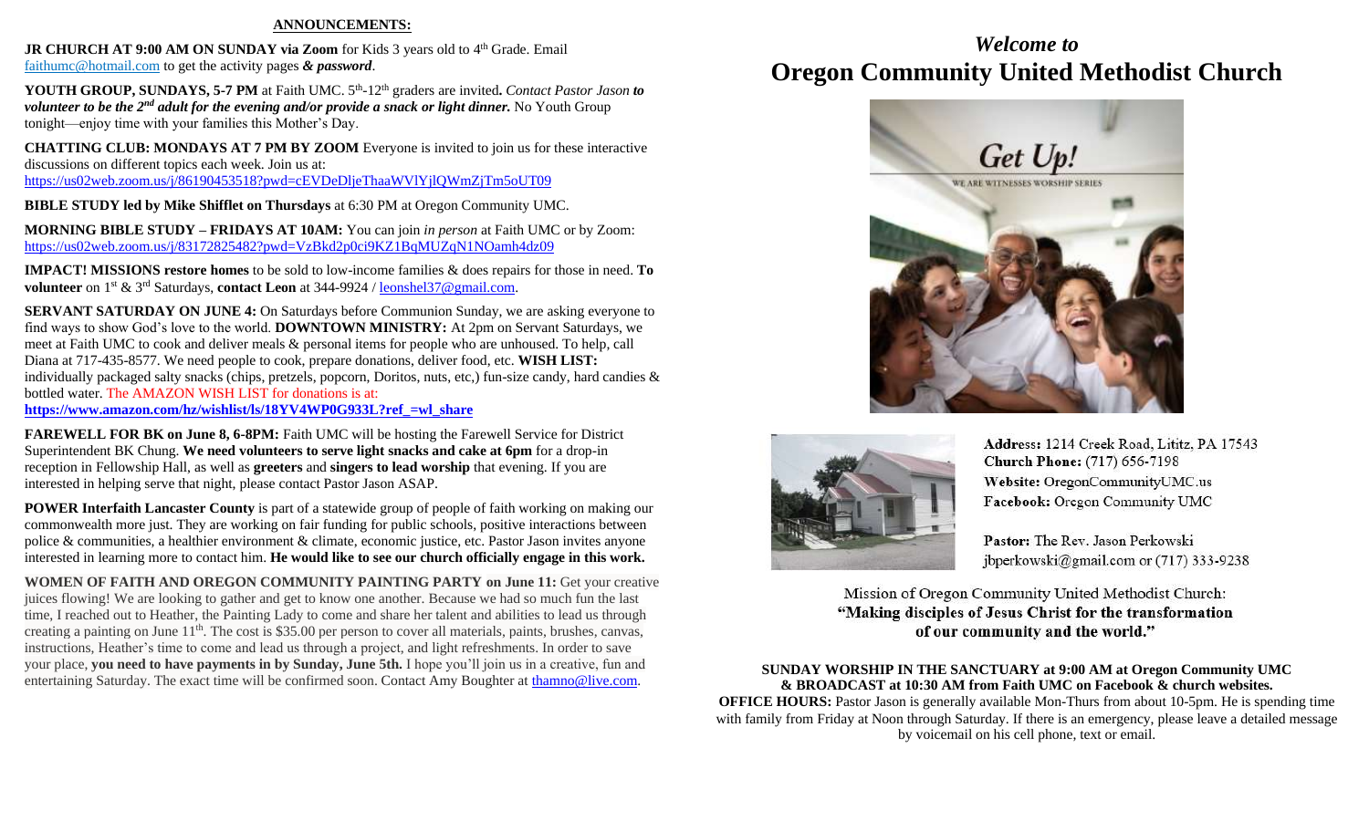## ANNOUNCEMENTS:

**JR CHURCH AT 9:00 AM ON SUNDAY via Zoom** for Kids 3 years old to 4th Grade. Email faithumc@hotmail.com to get the activity pages ***& password***.

**YOUTH GROUP, SUNDAYS, 5-7 PM** at Faith UMC. 5th-12th graders are invited**.** *Contact Pastor Jason* ***to volunteer to be the 2nd adult for the evening and/or provide a snack or light dinner.*** No Youth Group tonight—enjoy time with your families this Mother's Day.

**CHATTING CLUB: MONDAYS AT 7 PM BY ZOOM** Everyone is invited to join us for these interactive discussions on different topics each week. Join us at: https://us02web.zoom.us/j/86190453518?pwd=cEVDeDljeThaaWVlYjlQWmZjTm5oUT09

**BIBLE STUDY led by Mike Shifflet on Thursdays** at 6:30 PM at Oregon Community UMC.

**MORNING BIBLE STUDY – FRIDAYS AT 10AM:** You can join *in person* at Faith UMC or by Zoom: https://us02web.zoom.us/j/83172825482?pwd=VzBkd2p0ci9KZ1BqMUZqN1NOamh4dz09

**IMPACT! MISSIONS restore homes** to be sold to low-income families & does repairs for those in need. **To volunteer** on 1st & 3rd Saturdays, **contact Leon** at 344-9924 / leonshel37@gmail.com.

**SERVANT SATURDAY ON JUNE 4:** On Saturdays before Communion Sunday, we are asking everyone to find ways to show God's love to the world. **DOWNTOWN MINISTRY:** At 2pm on Servant Saturdays, we meet at Faith UMC to cook and deliver meals & personal items for people who are unhoused. To help, call Diana at 717-435-8577. We need people to cook, prepare donations, deliver food, etc. **WISH LIST:** individually packaged salty snacks (chips, pretzels, popcorn, Doritos, nuts, etc,) fun-size candy, hard candies & bottled water. The AMAZON WISH LIST for donations is at: **https://www.amazon.com/hz/wishlist/ls/18YV4WP0G933L?ref_=wl_share**

**FAREWELL FOR BK on June 8, 6-8PM:** Faith UMC will be hosting the Farewell Service for District Superintendent BK Chung. **We need volunteers to serve light snacks and cake at 6pm** for a drop-in reception in Fellowship Hall, as well as **greeters** and **singers to lead worship** that evening. If you are interested in helping serve that night, please contact Pastor Jason ASAP.

**POWER Interfaith Lancaster County** is part of a statewide group of people of faith working on making our commonwealth more just. They are working on fair funding for public schools, positive interactions between police & communities, a healthier environment & climate, economic justice, etc. Pastor Jason invites anyone interested in learning more to contact him. **He would like to see our church officially engage in this work.**

**WOMEN OF FAITH AND OREGON COMMUNITY PAINTING PARTY on June 11:** Get your creative juices flowing! We are looking to gather and get to know one another. Because we had so much fun the last time, I reached out to Heather, the Painting Lady to come and share her talent and abilities to lead us through creating a painting on June 11th. The cost is $35.00 per person to cover all materials, paints, brushes, canvas, instructions, Heather's time to come and lead us through a project, and light refreshments. In order to save your place, **you need to have payments in by Sunday, June 5th.** I hope you'll join us in a creative, fun and entertaining Saturday. The exact time will be confirmed soon. Contact Amy Boughter at thamno@live.com.

# *Welcome to* Oregon Community United Methodist Church

**Get Up!**

WE ARE WITNESSES WORSHIP SERIES

**Address:** 1214 Creek Road, Lititz, PA 17543
**Church Phone:** (717) 656-7198
**Website:** OregonCommunityUMC.us
**Facebook:** Oregon Community UMC

**Pastor:** The Rev. Jason Perkowski
jbperkowski@gmail.com or (717) 333-9238

Mission of Oregon Community United Methodist Church:
**"Making disciples of Jesus Christ for the transformation of our community and the world."**

**SUNDAY WORSHIP IN THE SANCTUARY at 9:00 AM at Oregon Community UMC & BROADCAST at 10:30 AM from Faith UMC on Facebook & church websites.**

**OFFICE HOURS:** Pastor Jason is generally available Mon-Thurs from about 10-5pm. He is spending time with family from Friday at Noon through Saturday. If there is an emergency, please leave a detailed message by voicemail on his cell phone, text or email.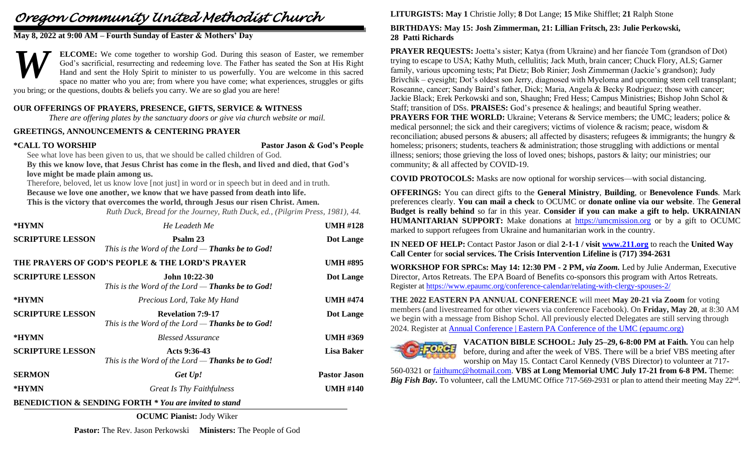# Oregon Community United Methodist Church

**May 8, 2022 at 9:00 AM – Fourth Sunday of Easter & Mothers' Day**

**WELCOME:** We come together to worship God. During this season of Easter, we remember God's sacrificial, resurrecting and redeeming love. The Father has seated the Son at His Right Hand and sent the Holy Spirit to minister to us powerfully. You are welcome in this sacred space no matter who you are; from where you have come; what experiences, struggles or gifts you bring; or the questions, doubts & beliefs you carry. We are so glad you are here!

**OUR OFFERINGS OF PRAYERS, PRESENCE, GIFTS, SERVICE & WITNESS**

*There are offering plates by the sanctuary doors or give via church website or mail.*

**GREETINGS, ANNOUNCEMENTS & CENTERING PRAYER**

**\*CALL TO WORSHIP** **Pastor Jason & God's People**

See what love has been given to us, that we should be called children of God.

**By this we know love, that Jesus Christ has come in the flesh, and lived and died, that God's love might be made plain among us.**

Therefore, beloved, let us know love [not just] in word or in speech but in deed and in truth.

**Because we love one another, we know that we have passed from death into life.**

**This is the victory that overcomes the world, through Jesus our risen Christ. Amen.**

*Ruth Duck, Bread for the Journey, Ruth Duck, ed., (Pilgrim Press, 1981), 44.*

| | | |
|---|---|---|
| **\*HYMN** | *He Leadeth Me* | **UMH #128** |
| **SCRIPTURE LESSON** | **Psalm 23** *This is the Word of the Lord — **Thanks be to God!*** | **Dot Lange** |
| **THE PRAYERS OF GOD'S PEOPLE & THE LORD'S PRAYER** | | **UMH #895** |
| **SCRIPTURE LESSON** | **John 10:22-30** *This is the Word of the Lord — **Thanks be to God!*** | **Dot Lange** |
| **\*HYMN** | *Precious Lord, Take My Hand* | **UMH #474** |
| **SCRIPTURE LESSON** | **Revelation 7:9-17** *This is the Word of the Lord — **Thanks be to God!*** | **Dot Lange** |
| **\*HYMN** | *Blessed Assurance* | **UMH #369** |
| **SCRIPTURE LESSON** | **Acts 9:36-43** *This is the Word of the Lord — **Thanks be to God!*** | **Lisa Baker** |
| **SERMON** | *Get Up!* | **Pastor Jason** |
| **\*HYMN** | *Great Is Thy Faithfulness* | **UMH #140** |

**BENEDICTION & SENDING FORTH** *\* You are invited to stand*

**OCUMC Pianist:** Jody Wiker

**Pastor:** The Rev. Jason Perkowski **Ministers:** The People of God

**LITURGISTS: May 1** Christie Jolly; **8** Dot Lange; **15** Mike Shifflet; **21** Ralph Stone

**BIRTHDAYS: May 15: Josh Zimmerman, 21: Lillian Fritsch, 23: Julie Perkowski, 28 Patti Richards**

**PRAYER REQUESTS:** Joetta's sister; Katya (from Ukraine) and her fiancée Tom (grandson of Dot) trying to escape to USA; Kathy Muth, cellulitis; Jack Muth, brain cancer; Chuck Flory, ALS; Garner family, various upcoming tests; Pat Dietz; Bob Rinier; Josh Zimmerman (Jackie's grandson); Judy Brivchik – eyesight; Dot's oldest son Jerry, diagnosed with Myeloma and upcoming stem cell transplant; Roseanne, cancer; Sandy Baird's father, Dick; Maria, Angela & Becky Rodriguez; those with cancer; Jackie Black; Erek Perkowski and son, Shaughn; Fred Hess; Campus Ministries; Bishop John Schol & Staff; transition of DSs. **PRAISES:** God's presence & healings; and beautiful Spring weather. **PRAYERS FOR THE WORLD:** Ukraine; Veterans & Service members; the UMC; leaders; police & medical personnel; the sick and their caregivers; victims of violence & racism; peace, wisdom & reconciliation; abused persons & abusers; all affected by disasters; refugees & immigrants; the hungry & homeless; prisoners; students, teachers & administration; those struggling with addictions or mental illness; seniors; those grieving the loss of loved ones; bishops, pastors & laity; our ministries; our community; & all affected by COVID-19.

**COVID PROTOCOLS:** Masks are now optional for worship services—with social distancing.

**OFFERINGS:** You can direct gifts to the **General Ministry**, **Building**, or **Benevolence Funds**. Mark preferences clearly. **You can mail a check** to OCUMC or **donate online via our website**. The **General Budget is really behind** so far in this year. **Consider if you can make a gift to help. UKRAINIAN HUMANITARIAN SUPPORT:** Make donations at https://umcmission.org or by a gift to OCUMC marked to support refugees from Ukraine and humanitarian work in the country.

**IN NEED OF HELP:** Contact Pastor Jason or dial **2-1-1 / visit www.211.org** to reach the **United Way Call Center** for **social services. The Crisis Intervention Lifeline is (717) 394-2631**

**WORKSHOP FOR SPRCs: May 14: 12:30 PM - 2 PM,** *via Zoom.* Led by Julie Anderman, Executive Director, Artos Retreats. The EPA Board of Benefits co-sponsors this program with Artos Retreats. Register at https://www.epaumc.org/conference-calendar/relating-with-clergy-spouses-2/

**THE 2022 EASTERN PA ANNUAL CONFERENCE** will meet **May 20-21 via Zoom** for voting members (and livestreamed for other viewers via conference Facebook). On **Friday, May 20**, at 8:30 AM we begin with a message from Bishop Schol. All previously elected Delegates are still serving through 2024. Register at Annual Conference | Eastern PA Conference of the UMC (epaumc.org)

**VACATION BIBLE SCHOOL: July 25–29, 6-8:00 PM at Faith.** You can help before, during and after the week of VBS. There will be a brief VBS meeting after worship on May 15. Contact Carol Kennedy (VBS Director) to volunteer at 717-560-0321 or faithumc@hotmail.com. **VBS at Long Memorial UMC July 17-21 from 6-8 PM.** Theme: ***Big Fish Bay*.** To volunteer, call the LMUMC Office 717-569-2931 or plan to attend their meeting May 22nd.